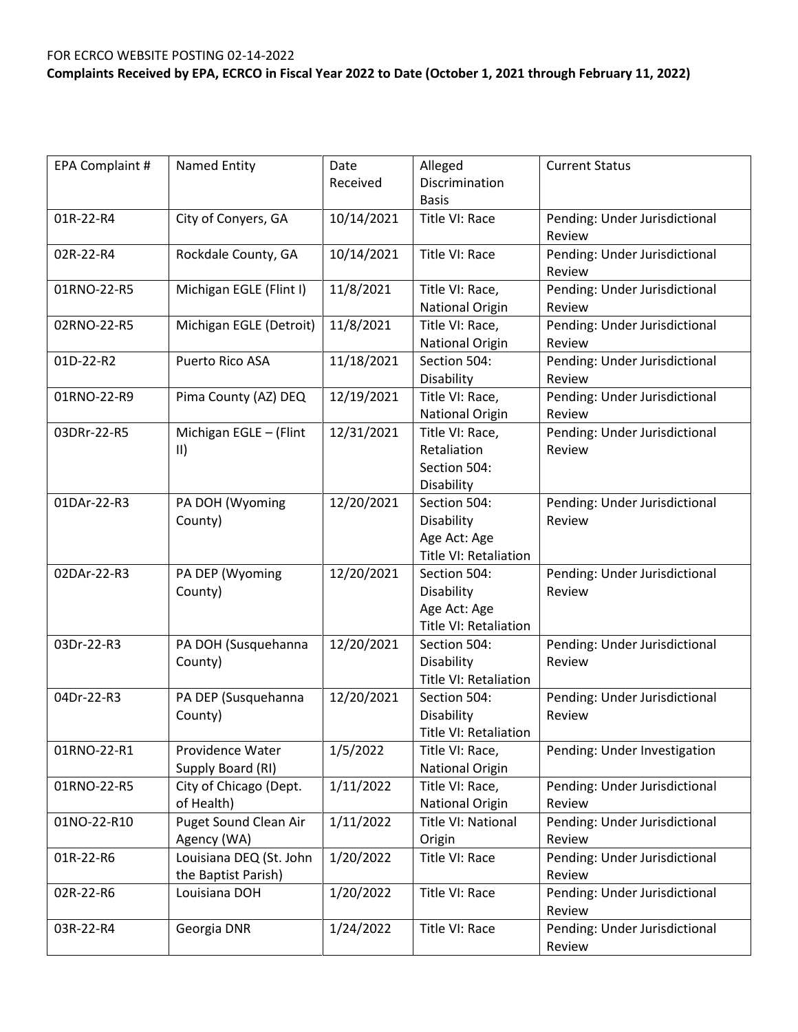FOR ECRCO WEBSITE POSTING 02-14-2022

**Complaints Received by EPA, ECRCO in Fiscal Year 2022 to Date (October 1, 2021 through February 11, 2022)**

| EPA Complaint # | Named Entity | Date Received | Alleged Discrimination Basis | Current Status |
|---|---|---|---|---|
| 01R-22-R4 | City of Conyers, GA | 10/14/2021 | Title VI: Race | Pending: Under Jurisdictional Review |
| 02R-22-R4 | Rockdale County, GA | 10/14/2021 | Title VI: Race | Pending: Under Jurisdictional Review |
| 01RNO-22-R5 | Michigan EGLE (Flint I) | 11/8/2021 | Title VI: Race, National Origin | Pending: Under Jurisdictional Review |
| 02RNO-22-R5 | Michigan EGLE (Detroit) | 11/8/2021 | Title VI: Race, National Origin | Pending: Under Jurisdictional Review |
| 01D-22-R2 | Puerto Rico ASA | 11/18/2021 | Section 504: Disability | Pending: Under Jurisdictional Review |
| 01RNO-22-R9 | Pima County (AZ) DEQ | 12/19/2021 | Title VI: Race, National Origin | Pending: Under Jurisdictional Review |
| 03DRr-22-R5 | Michigan EGLE – (Flint II) | 12/31/2021 | Title VI: Race, Retaliation Section 504: Disability | Pending: Under Jurisdictional Review |
| 01DAr-22-R3 | PA DOH (Wyoming County) | 12/20/2021 | Section 504: Disability Age Act: Age Title VI: Retaliation | Pending: Under Jurisdictional Review |
| 02DAr-22-R3 | PA DEP (Wyoming County) | 12/20/2021 | Section 504: Disability Age Act: Age Title VI: Retaliation | Pending: Under Jurisdictional Review |
| 03Dr-22-R3 | PA DOH (Susquehanna County) | 12/20/2021 | Section 504: Disability Title VI: Retaliation | Pending: Under Jurisdictional Review |
| 04Dr-22-R3 | PA DEP (Susquehanna County) | 12/20/2021 | Section 504: Disability Title VI: Retaliation | Pending: Under Jurisdictional Review |
| 01RNO-22-R1 | Providence Water Supply Board (RI) | 1/5/2022 | Title VI: Race, National Origin | Pending: Under Investigation |
| 01RNO-22-R5 | City of Chicago (Dept. of Health) | 1/11/2022 | Title VI: Race, National Origin | Pending: Under Jurisdictional Review |
| 01NO-22-R10 | Puget Sound Clean Air Agency (WA) | 1/11/2022 | Title VI: National Origin | Pending: Under Jurisdictional Review |
| 01R-22-R6 | Louisiana DEQ (St. John the Baptist Parish) | 1/20/2022 | Title VI: Race | Pending: Under Jurisdictional Review |
| 02R-22-R6 | Louisiana DOH | 1/20/2022 | Title VI: Race | Pending: Under Jurisdictional Review |
| 03R-22-R4 | Georgia DNR | 1/24/2022 | Title VI: Race | Pending: Under Jurisdictional Review |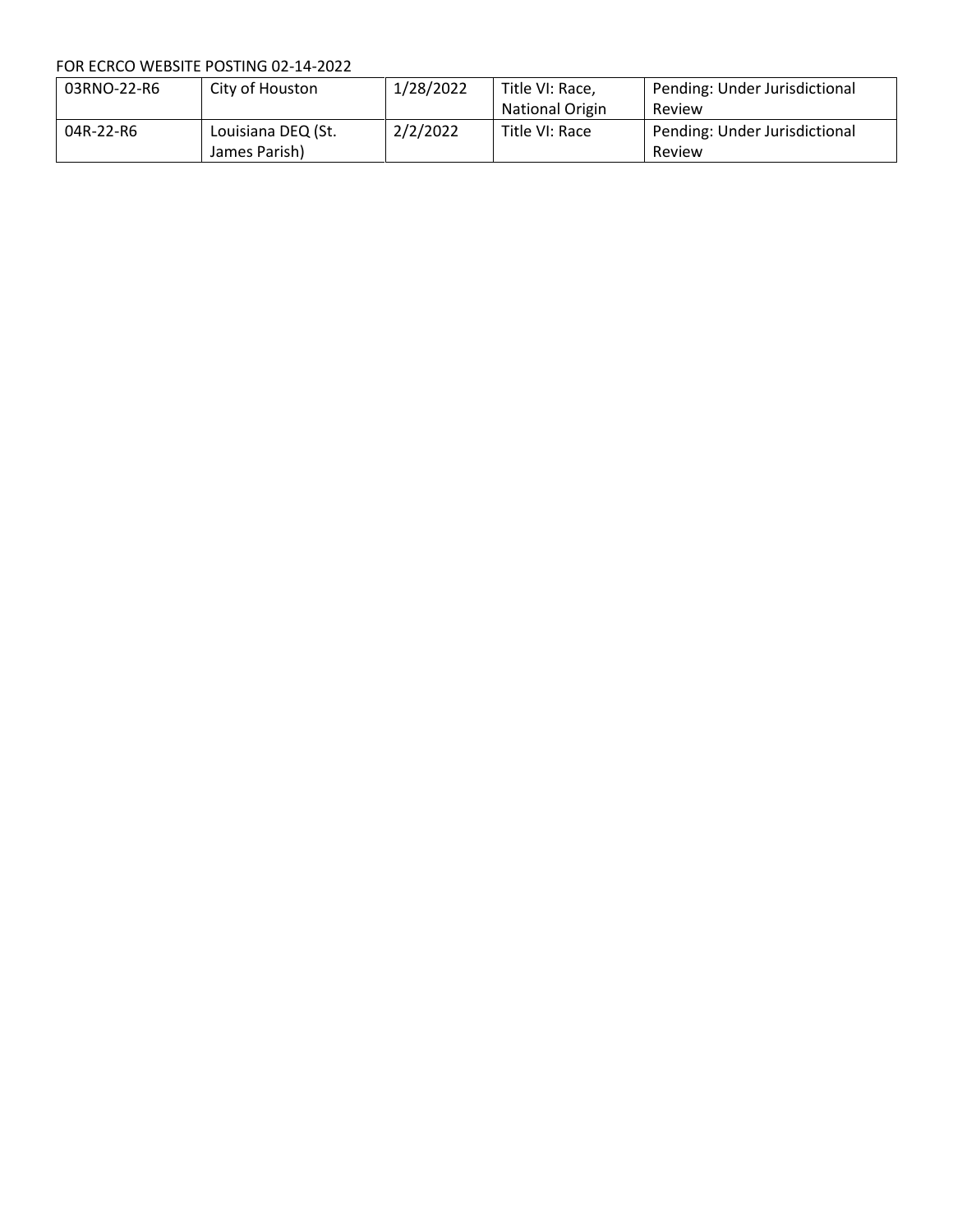| | | | | |
|---|---|---|---|---|
| 03RNO-22-R6 | City of Houston | 1/28/2022 | Title VI: Race, National Origin | Pending: Under Jurisdictional Review |
| 04R-22-R6 | Louisiana DEQ (St. James Parish) | 2/2/2022 | Title VI: Race | Pending: Under Jurisdictional Review |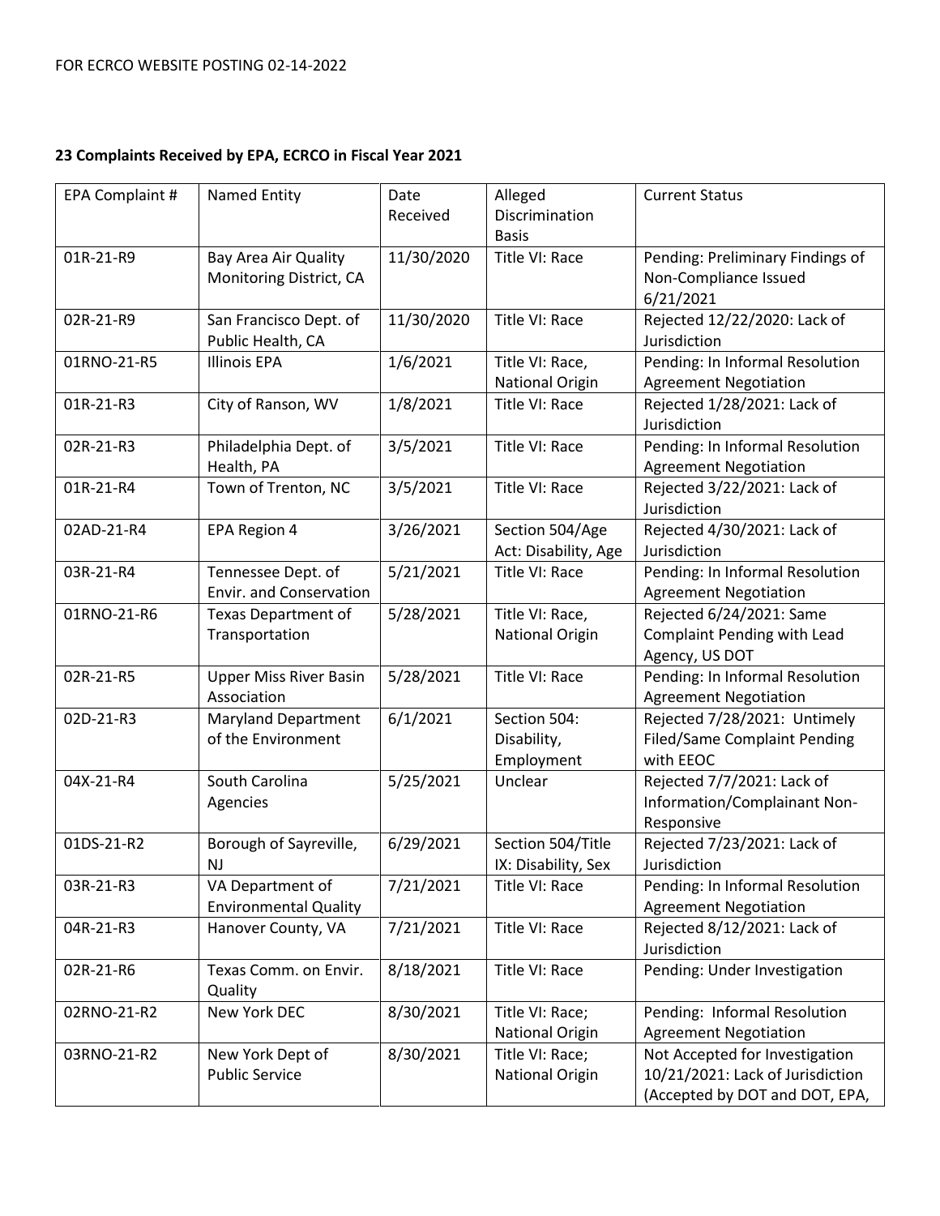FOR ECRCO WEBSITE POSTING 02-14-2022

**23 Complaints Received by EPA, ECRCO in Fiscal Year 2021**

| EPA Complaint # | Named Entity | Date Received | Alleged Discrimination Basis | Current Status |
|---|---|---|---|---|
| 01R-21-R9 | Bay Area Air Quality Monitoring District, CA | 11/30/2020 | Title VI: Race | Pending: Preliminary Findings of Non-Compliance Issued 6/21/2021 |
| 02R-21-R9 | San Francisco Dept. of Public Health, CA | 11/30/2020 | Title VI: Race | Rejected 12/22/2020: Lack of Jurisdiction |
| 01RNO-21-R5 | Illinois EPA | 1/6/2021 | Title VI: Race, National Origin | Pending: In Informal Resolution Agreement Negotiation |
| 01R-21-R3 | City of Ranson, WV | 1/8/2021 | Title VI: Race | Rejected 1/28/2021: Lack of Jurisdiction |
| 02R-21-R3 | Philadelphia Dept. of Health, PA | 3/5/2021 | Title VI: Race | Pending: In Informal Resolution Agreement Negotiation |
| 01R-21-R4 | Town of Trenton, NC | 3/5/2021 | Title VI: Race | Rejected 3/22/2021: Lack of Jurisdiction |
| 02AD-21-R4 | EPA Region 4 | 3/26/2021 | Section 504/Age Act: Disability, Age | Rejected 4/30/2021: Lack of Jurisdiction |
| 03R-21-R4 | Tennessee Dept. of Envir. and Conservation | 5/21/2021 | Title VI: Race | Pending: In Informal Resolution Agreement Negotiation |
| 01RNO-21-R6 | Texas Department of Transportation | 5/28/2021 | Title VI: Race, National Origin | Rejected 6/24/2021: Same Complaint Pending with Lead Agency, US DOT |
| 02R-21-R5 | Upper Miss River Basin Association | 5/28/2021 | Title VI: Race | Pending: In Informal Resolution Agreement Negotiation |
| 02D-21-R3 | Maryland Department of the Environment | 6/1/2021 | Section 504: Disability, Employment | Rejected 7/28/2021: Untimely Filed/Same Complaint Pending with EEOC |
| 04X-21-R4 | South Carolina Agencies | 5/25/2021 | Unclear | Rejected 7/7/2021: Lack of Information/Complainant Non-Responsive |
| 01DS-21-R2 | Borough of Sayreville, NJ | 6/29/2021 | Section 504/Title IX: Disability, Sex | Rejected 7/23/2021: Lack of Jurisdiction |
| 03R-21-R3 | VA Department of Environmental Quality | 7/21/2021 | Title VI: Race | Pending: In Informal Resolution Agreement Negotiation |
| 04R-21-R3 | Hanover County, VA | 7/21/2021 | Title VI: Race | Rejected 8/12/2021: Lack of Jurisdiction |
| 02R-21-R6 | Texas Comm. on Envir. Quality | 8/18/2021 | Title VI: Race | Pending: Under Investigation |
| 02RNO-21-R2 | New York DEC | 8/30/2021 | Title VI: Race; National Origin | Pending: Informal Resolution Agreement Negotiation |
| 03RNO-21-R2 | New York Dept of Public Service | 8/30/2021 | Title VI: Race; National Origin | Not Accepted for Investigation 10/21/2021: Lack of Jurisdiction (Accepted by DOT and DOT, EPA, |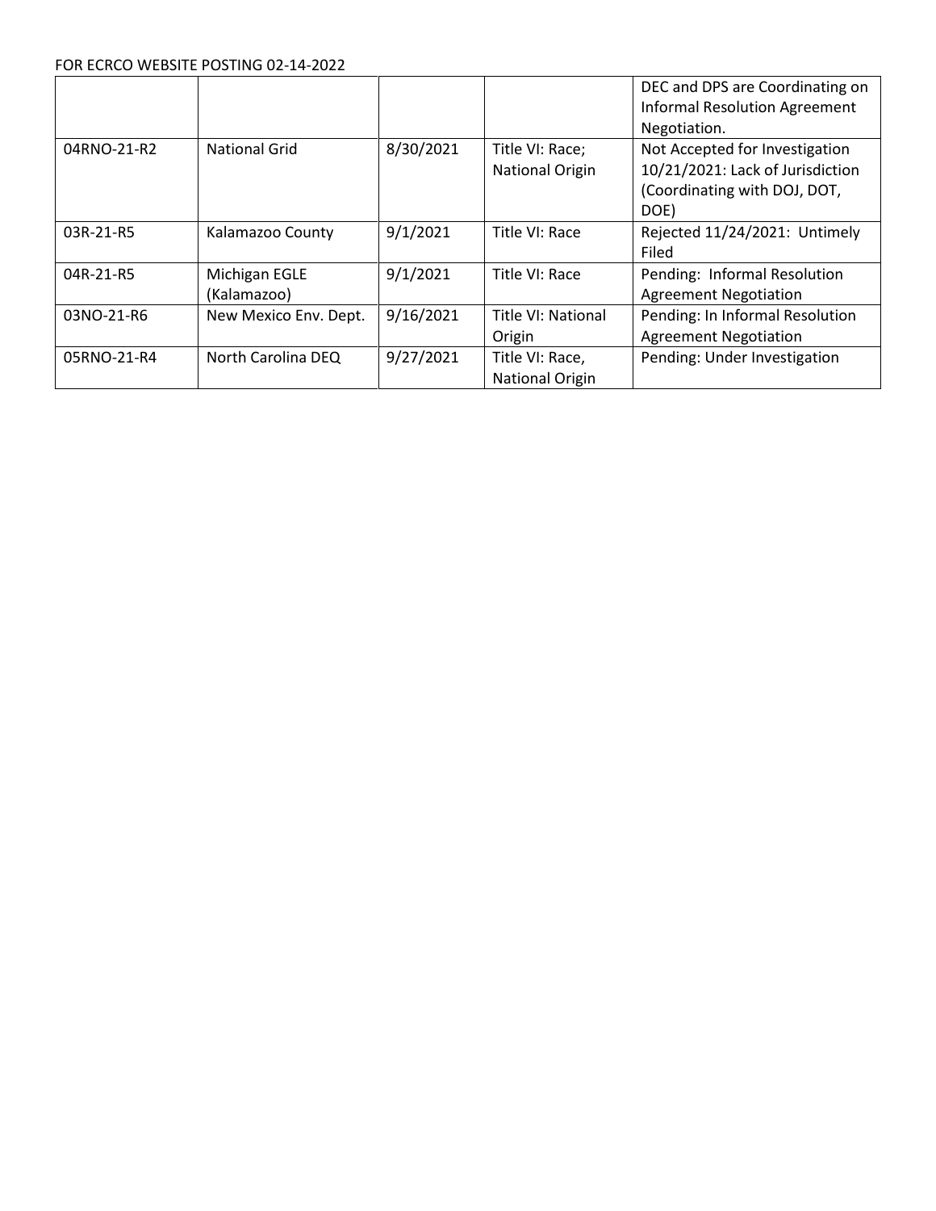FOR ECRCO WEBSITE POSTING 02-14-2022

| | | | | |
|---|---|---|---|---|
| | | | | DEC and DPS are Coordinating on Informal Resolution Agreement Negotiation. |
| 04RNO-21-R2 | National Grid | 8/30/2021 | Title VI: Race; National Origin | Not Accepted for Investigation 10/21/2021: Lack of Jurisdiction (Coordinating with DOJ, DOT, DOE) |
| 03R-21-R5 | Kalamazoo County | 9/1/2021 | Title VI: Race | Rejected 11/24/2021: Untimely Filed |
| 04R-21-R5 | Michigan EGLE (Kalamazoo) | 9/1/2021 | Title VI: Race | Pending: Informal Resolution Agreement Negotiation |
| 03NO-21-R6 | New Mexico Env. Dept. | 9/16/2021 | Title VI: National Origin | Pending: In Informal Resolution Agreement Negotiation |
| 05RNO-21-R4 | North Carolina DEQ | 9/27/2021 | Title VI: Race, National Origin | Pending: Under Investigation |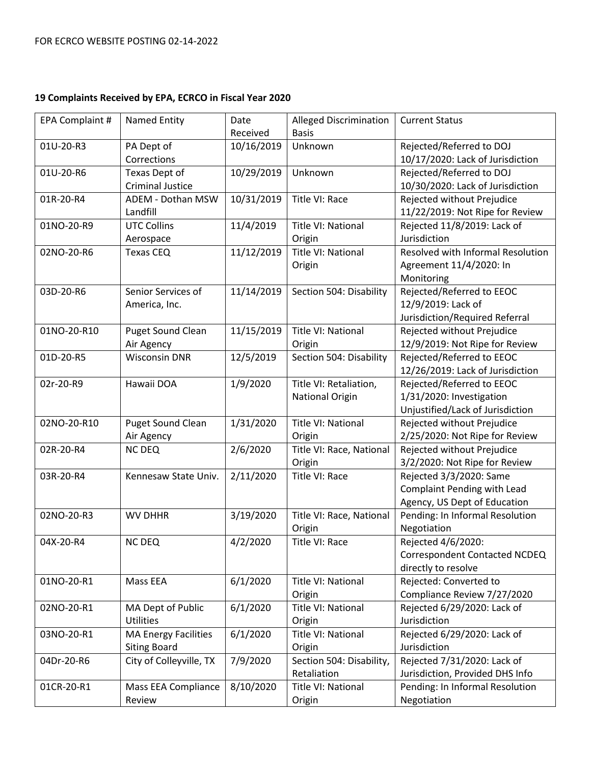FOR ECRCO WEBSITE POSTING 02-14-2022

**19 Complaints Received by EPA, ECRCO in Fiscal Year 2020**

| EPA Complaint # | Named Entity | Date Received | Alleged Discrimination Basis | Current Status |
|---|---|---|---|---|
| 01U-20-R3 | PA Dept of Corrections | 10/16/2019 | Unknown | Rejected/Referred to DOJ 10/17/2020: Lack of Jurisdiction |
| 01U-20-R6 | Texas Dept of Criminal Justice | 10/29/2019 | Unknown | Rejected/Referred to DOJ 10/30/2020: Lack of Jurisdiction |
| 01R-20-R4 | ADEM - Dothan MSW Landfill | 10/31/2019 | Title VI: Race | Rejected without Prejudice 11/22/2019: Not Ripe for Review |
| 01NO-20-R9 | UTC Collins Aerospace | 11/4/2019 | Title VI: National Origin | Rejected 11/8/2019: Lack of Jurisdiction |
| 02NO-20-R6 | Texas CEQ | 11/12/2019 | Title VI: National Origin | Resolved with Informal Resolution Agreement 11/4/2020: In Monitoring |
| 03D-20-R6 | Senior Services of America, Inc. | 11/14/2019 | Section 504: Disability | Rejected/Referred to EEOC 12/9/2019: Lack of Jurisdiction/Required Referral |
| 01NO-20-R10 | Puget Sound Clean Air Agency | 11/15/2019 | Title VI: National Origin | Rejected without Prejudice 12/9/2019: Not Ripe for Review |
| 01D-20-R5 | Wisconsin DNR | 12/5/2019 | Section 504: Disability | Rejected/Referred to EEOC 12/26/2019: Lack of Jurisdiction |
| 02r-20-R9 | Hawaii DOA | 1/9/2020 | Title VI: Retaliation, National Origin | Rejected/Referred to EEOC 1/31/2020: Investigation Unjustified/Lack of Jurisdiction |
| 02NO-20-R10 | Puget Sound Clean Air Agency | 1/31/2020 | Title VI: National Origin | Rejected without Prejudice 2/25/2020: Not Ripe for Review |
| 02R-20-R4 | NC DEQ | 2/6/2020 | Title VI: Race, National Origin | Rejected without Prejudice 3/2/2020: Not Ripe for Review |
| 03R-20-R4 | Kennesaw State Univ. | 2/11/2020 | Title VI: Race | Rejected 3/3/2020: Same Complaint Pending with Lead Agency, US Dept of Education |
| 02NO-20-R3 | WV DHHR | 3/19/2020 | Title VI: Race, National Origin | Pending: In Informal Resolution Negotiation |
| 04X-20-R4 | NC DEQ | 4/2/2020 | Title VI: Race | Rejected 4/6/2020: Correspondent Contacted NCDEQ directly to resolve |
| 01NO-20-R1 | Mass EEA | 6/1/2020 | Title VI: National Origin | Rejected: Converted to Compliance Review 7/27/2020 |
| 02NO-20-R1 | MA Dept of Public Utilities | 6/1/2020 | Title VI: National Origin | Rejected 6/29/2020: Lack of Jurisdiction |
| 03NO-20-R1 | MA Energy Facilities Siting Board | 6/1/2020 | Title VI: National Origin | Rejected 6/29/2020: Lack of Jurisdiction |
| 04Dr-20-R6 | City of Colleyville, TX | 7/9/2020 | Section 504: Disability, Retaliation | Rejected 7/31/2020: Lack of Jurisdiction, Provided DHS Info |
| 01CR-20-R1 | Mass EEA Compliance Review | 8/10/2020 | Title VI: National Origin | Pending: In Informal Resolution Negotiation |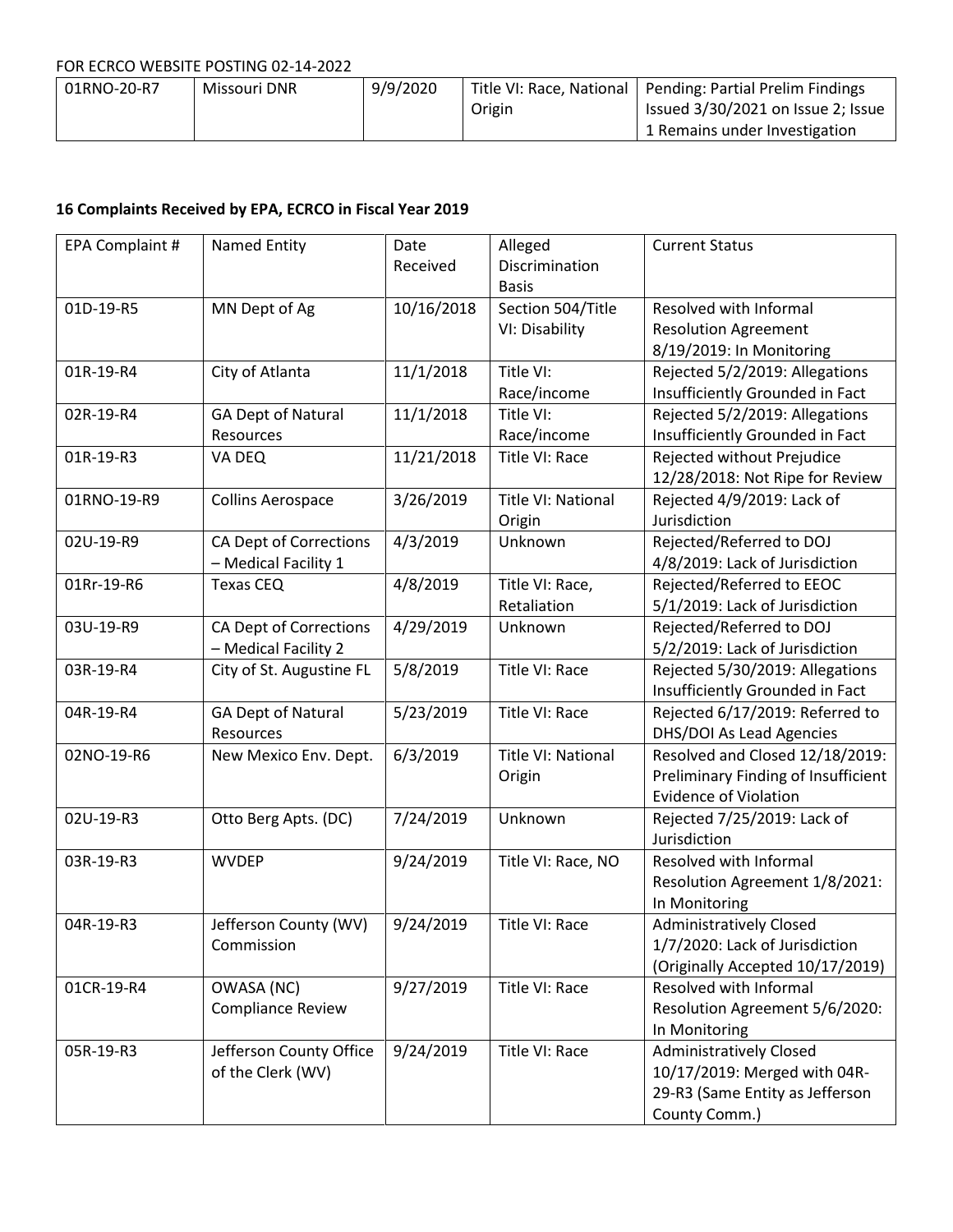| 01RNO-20-R7 | Missouri DNR | 9/9/2020 | Title VI: Race, National Origin | Pending: Partial Prelim Findings Issued 3/30/2021 on Issue 2; Issue 1 Remains under Investigation |
|---|---|---|---|---|

**16 Complaints Received by EPA, ECRCO in Fiscal Year 2019**

| EPA Complaint # | Named Entity | Date Received | Alleged Discrimination Basis | Current Status |
|---|---|---|---|---|
| 01D-19-R5 | MN Dept of Ag | 10/16/2018 | Section 504/Title VI: Disability | Resolved with Informal Resolution Agreement 8/19/2019: In Monitoring |
| 01R-19-R4 | City of Atlanta | 11/1/2018 | Title VI: Race/income | Rejected 5/2/2019: Allegations Insufficiently Grounded in Fact |
| 02R-19-R4 | GA Dept of Natural Resources | 11/1/2018 | Title VI: Race/income | Rejected 5/2/2019: Allegations Insufficiently Grounded in Fact |
| 01R-19-R3 | VA DEQ | 11/21/2018 | Title VI: Race | Rejected without Prejudice 12/28/2018: Not Ripe for Review |
| 01RNO-19-R9 | Collins Aerospace | 3/26/2019 | Title VI: National Origin | Rejected 4/9/2019: Lack of Jurisdiction |
| 02U-19-R9 | CA Dept of Corrections – Medical Facility 1 | 4/3/2019 | Unknown | Rejected/Referred to DOJ 4/8/2019: Lack of Jurisdiction |
| 01Rr-19-R6 | Texas CEQ | 4/8/2019 | Title VI: Race, Retaliation | Rejected/Referred to EEOC 5/1/2019: Lack of Jurisdiction |
| 03U-19-R9 | CA Dept of Corrections – Medical Facility 2 | 4/29/2019 | Unknown | Rejected/Referred to DOJ 5/2/2019: Lack of Jurisdiction |
| 03R-19-R4 | City of St. Augustine FL | 5/8/2019 | Title VI: Race | Rejected 5/30/2019: Allegations Insufficiently Grounded in Fact |
| 04R-19-R4 | GA Dept of Natural Resources | 5/23/2019 | Title VI: Race | Rejected 6/17/2019: Referred to DHS/DOI As Lead Agencies |
| 02NO-19-R6 | New Mexico Env. Dept. | 6/3/2019 | Title VI: National Origin | Resolved and Closed 12/18/2019: Preliminary Finding of Insufficient Evidence of Violation |
| 02U-19-R3 | Otto Berg Apts. (DC) | 7/24/2019 | Unknown | Rejected 7/25/2019: Lack of Jurisdiction |
| 03R-19-R3 | WVDEP | 9/24/2019 | Title VI: Race, NO | Resolved with Informal Resolution Agreement 1/8/2021: In Monitoring |
| 04R-19-R3 | Jefferson County (WV) Commission | 9/24/2019 | Title VI: Race | Administratively Closed 1/7/2020: Lack of Jurisdiction (Originally Accepted 10/17/2019) |
| 01CR-19-R4 | OWASA (NC) Compliance Review | 9/27/2019 | Title VI: Race | Resolved with Informal Resolution Agreement 5/6/2020: In Monitoring |
| 05R-19-R3 | Jefferson County Office of the Clerk (WV) | 9/24/2019 | Title VI: Race | Administratively Closed 10/17/2019: Merged with 04R-29-R3 (Same Entity as Jefferson County Comm.) |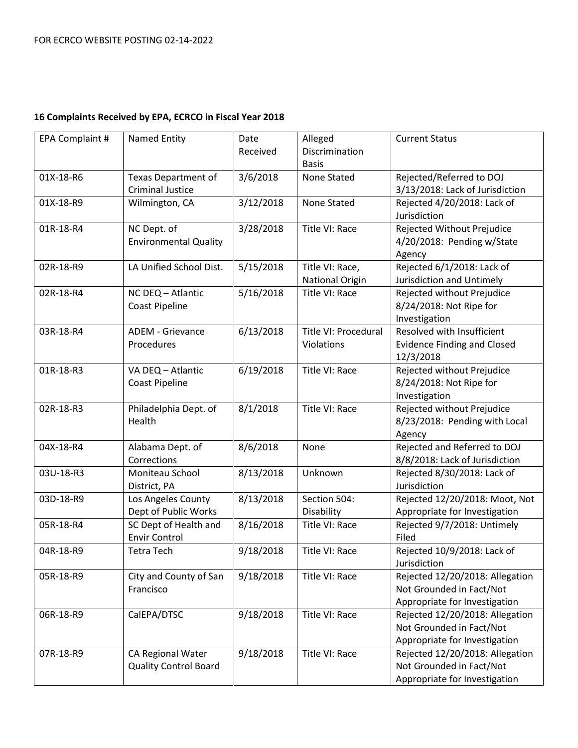FOR ECRCO WEBSITE POSTING 02-14-2022

**16 Complaints Received by EPA, ECRCO in Fiscal Year 2018**

| EPA Complaint # | Named Entity | Date Received | Alleged Discrimination Basis | Current Status |
|---|---|---|---|---|
| 01X-18-R6 | Texas Department of Criminal Justice | 3/6/2018 | None Stated | Rejected/Referred to DOJ 3/13/2018: Lack of Jurisdiction |
| 01X-18-R9 | Wilmington, CA | 3/12/2018 | None Stated | Rejected 4/20/2018: Lack of Jurisdiction |
| 01R-18-R4 | NC Dept. of Environmental Quality | 3/28/2018 | Title VI: Race | Rejected Without Prejudice 4/20/2018: Pending w/State Agency |
| 02R-18-R9 | LA Unified School Dist. | 5/15/2018 | Title VI: Race, National Origin | Rejected 6/1/2018: Lack of Jurisdiction and Untimely |
| 02R-18-R4 | NC DEQ – Atlantic Coast Pipeline | 5/16/2018 | Title VI: Race | Rejected without Prejudice 8/24/2018: Not Ripe for Investigation |
| 03R-18-R4 | ADEM - Grievance Procedures | 6/13/2018 | Title VI: Procedural Violations | Resolved with Insufficient Evidence Finding and Closed 12/3/2018 |
| 01R-18-R3 | VA DEQ – Atlantic Coast Pipeline | 6/19/2018 | Title VI: Race | Rejected without Prejudice 8/24/2018: Not Ripe for Investigation |
| 02R-18-R3 | Philadelphia Dept. of Health | 8/1/2018 | Title VI: Race | Rejected without Prejudice 8/23/2018: Pending with Local Agency |
| 04X-18-R4 | Alabama Dept. of Corrections | 8/6/2018 | None | Rejected and Referred to DOJ 8/8/2018: Lack of Jurisdiction |
| 03U-18-R3 | Moniteau School District, PA | 8/13/2018 | Unknown | Rejected 8/30/2018: Lack of Jurisdiction |
| 03D-18-R9 | Los Angeles County Dept of Public Works | 8/13/2018 | Section 504: Disability | Rejected 12/20/2018: Moot, Not Appropriate for Investigation |
| 05R-18-R4 | SC Dept of Health and Envir Control | 8/16/2018 | Title VI: Race | Rejected 9/7/2018: Untimely Filed |
| 04R-18-R9 | Tetra Tech | 9/18/2018 | Title VI: Race | Rejected 10/9/2018: Lack of Jurisdiction |
| 05R-18-R9 | City and County of San Francisco | 9/18/2018 | Title VI: Race | Rejected 12/20/2018: Allegation Not Grounded in Fact/Not Appropriate for Investigation |
| 06R-18-R9 | CalEPA/DTSC | 9/18/2018 | Title VI: Race | Rejected 12/20/2018: Allegation Not Grounded in Fact/Not Appropriate for Investigation |
| 07R-18-R9 | CA Regional Water Quality Control Board | 9/18/2018 | Title VI: Race | Rejected 12/20/2018: Allegation Not Grounded in Fact/Not Appropriate for Investigation |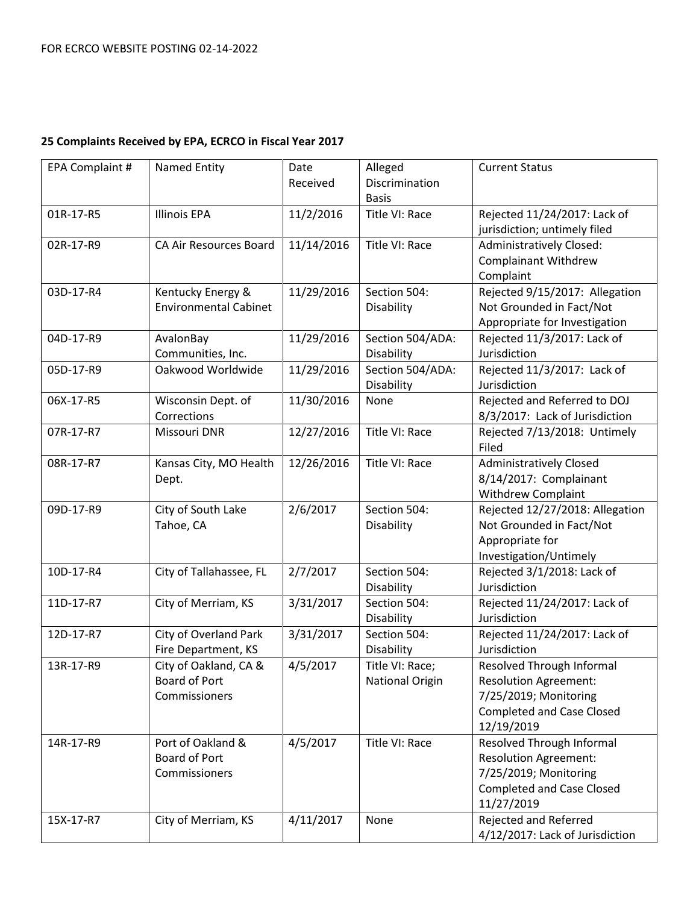FOR ECRCO WEBSITE POSTING 02-14-2022

**25 Complaints Received by EPA, ECRCO in Fiscal Year 2017**

| EPA Complaint # | Named Entity | Date Received | Alleged Discrimination Basis | Current Status |
|---|---|---|---|---|
| 01R-17-R5 | Illinois EPA | 11/2/2016 | Title VI: Race | Rejected 11/24/2017: Lack of jurisdiction; untimely filed |
| 02R-17-R9 | CA Air Resources Board | 11/14/2016 | Title VI: Race | Administratively Closed: Complainant Withdrew Complaint |
| 03D-17-R4 | Kentucky Energy & Environmental Cabinet | 11/29/2016 | Section 504: Disability | Rejected 9/15/2017: Allegation Not Grounded in Fact/Not Appropriate for Investigation |
| 04D-17-R9 | AvalonBay Communities, Inc. | 11/29/2016 | Section 504/ADA: Disability | Rejected 11/3/2017: Lack of Jurisdiction |
| 05D-17-R9 | Oakwood Worldwide | 11/29/2016 | Section 504/ADA: Disability | Rejected 11/3/2017: Lack of Jurisdiction |
| 06X-17-R5 | Wisconsin Dept. of Corrections | 11/30/2016 | None | Rejected and Referred to DOJ 8/3/2017: Lack of Jurisdiction |
| 07R-17-R7 | Missouri DNR | 12/27/2016 | Title VI: Race | Rejected 7/13/2018: Untimely Filed |
| 08R-17-R7 | Kansas City, MO Health Dept. | 12/26/2016 | Title VI: Race | Administratively Closed 8/14/2017: Complainant Withdrew Complaint |
| 09D-17-R9 | City of South Lake Tahoe, CA | 2/6/2017 | Section 504: Disability | Rejected 12/27/2018: Allegation Not Grounded in Fact/Not Appropriate for Investigation/Untimely |
| 10D-17-R4 | City of Tallahassee, FL | 2/7/2017 | Section 504: Disability | Rejected 3/1/2018: Lack of Jurisdiction |
| 11D-17-R7 | City of Merriam, KS | 3/31/2017 | Section 504: Disability | Rejected 11/24/2017: Lack of Jurisdiction |
| 12D-17-R7 | City of Overland Park Fire Department, KS | 3/31/2017 | Section 504: Disability | Rejected 11/24/2017: Lack of Jurisdiction |
| 13R-17-R9 | City of Oakland, CA & Board of Port Commissioners | 4/5/2017 | Title VI: Race; National Origin | Resolved Through Informal Resolution Agreement: 7/25/2019; Monitoring Completed and Case Closed 12/19/2019 |
| 14R-17-R9 | Port of Oakland & Board of Port Commissioners | 4/5/2017 | Title VI: Race | Resolved Through Informal Resolution Agreement: 7/25/2019; Monitoring Completed and Case Closed 11/27/2019 |
| 15X-17-R7 | City of Merriam, KS | 4/11/2017 | None | Rejected and Referred 4/12/2017: Lack of Jurisdiction |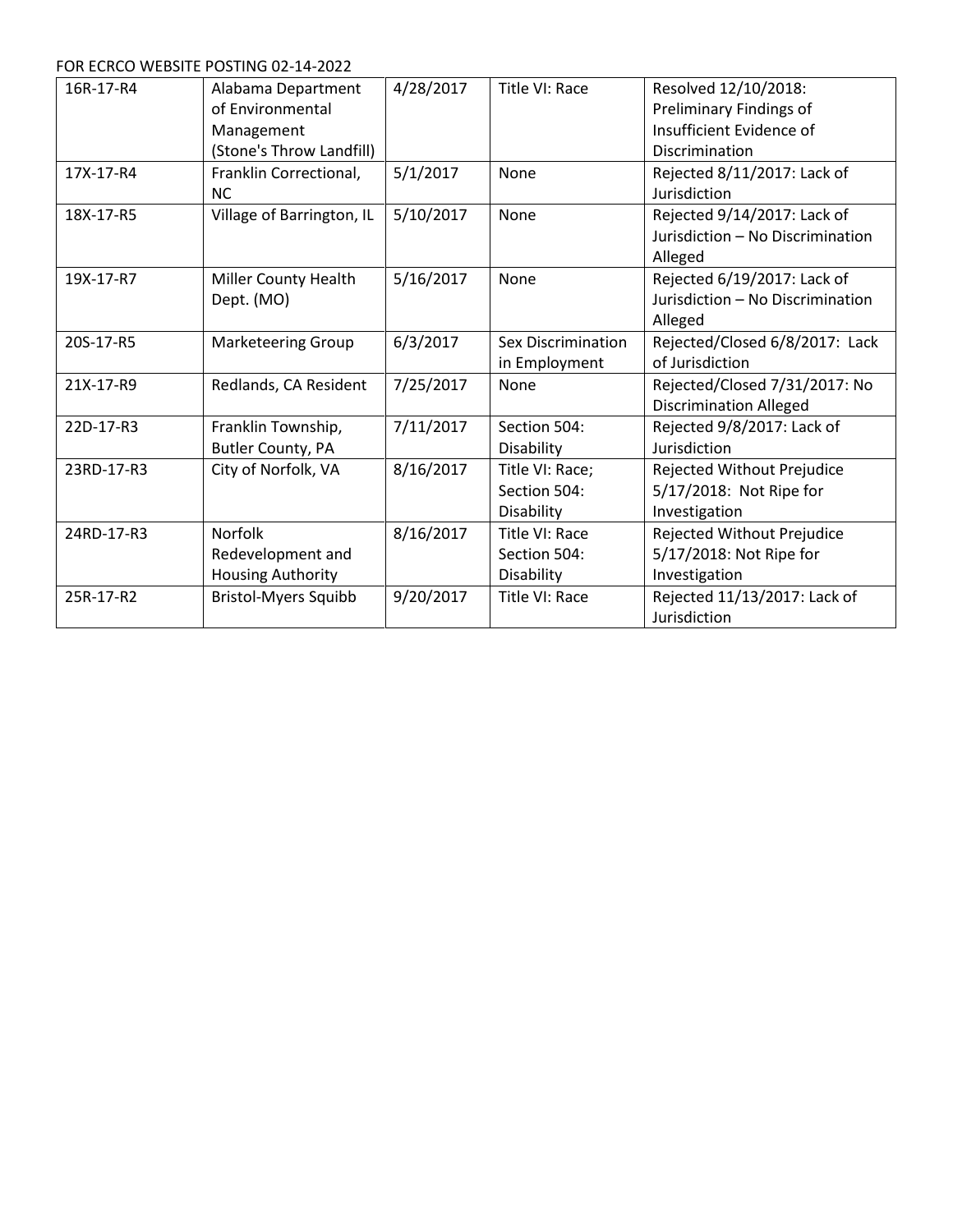FOR ECRCO WEBSITE POSTING 02-14-2022

| | | | | |
|---|---|---|---|---|
| 16R-17-R4 | Alabama Department of Environmental Management (Stone's Throw Landfill) | 4/28/2017 | Title VI: Race | Resolved 12/10/2018: Preliminary Findings of Insufficient Evidence of Discrimination |
| 17X-17-R4 | Franklin Correctional, NC | 5/1/2017 | None | Rejected 8/11/2017: Lack of Jurisdiction |
| 18X-17-R5 | Village of Barrington, IL | 5/10/2017 | None | Rejected 9/14/2017: Lack of Jurisdiction – No Discrimination Alleged |
| 19X-17-R7 | Miller County Health Dept. (MO) | 5/16/2017 | None | Rejected 6/19/2017: Lack of Jurisdiction – No Discrimination Alleged |
| 20S-17-R5 | Marketeering Group | 6/3/2017 | Sex Discrimination in Employment | Rejected/Closed 6/8/2017: Lack of Jurisdiction |
| 21X-17-R9 | Redlands, CA Resident | 7/25/2017 | None | Rejected/Closed 7/31/2017: No Discrimination Alleged |
| 22D-17-R3 | Franklin Township, Butler County, PA | 7/11/2017 | Section 504: Disability | Rejected 9/8/2017: Lack of Jurisdiction |
| 23RD-17-R3 | City of Norfolk, VA | 8/16/2017 | Title VI: Race; Section 504: Disability | Rejected Without Prejudice 5/17/2018: Not Ripe for Investigation |
| 24RD-17-R3 | Norfolk Redevelopment and Housing Authority | 8/16/2017 | Title VI: Race Section 504: Disability | Rejected Without Prejudice 5/17/2018: Not Ripe for Investigation |
| 25R-17-R2 | Bristol-Myers Squibb | 9/20/2017 | Title VI: Race | Rejected 11/13/2017: Lack of Jurisdiction |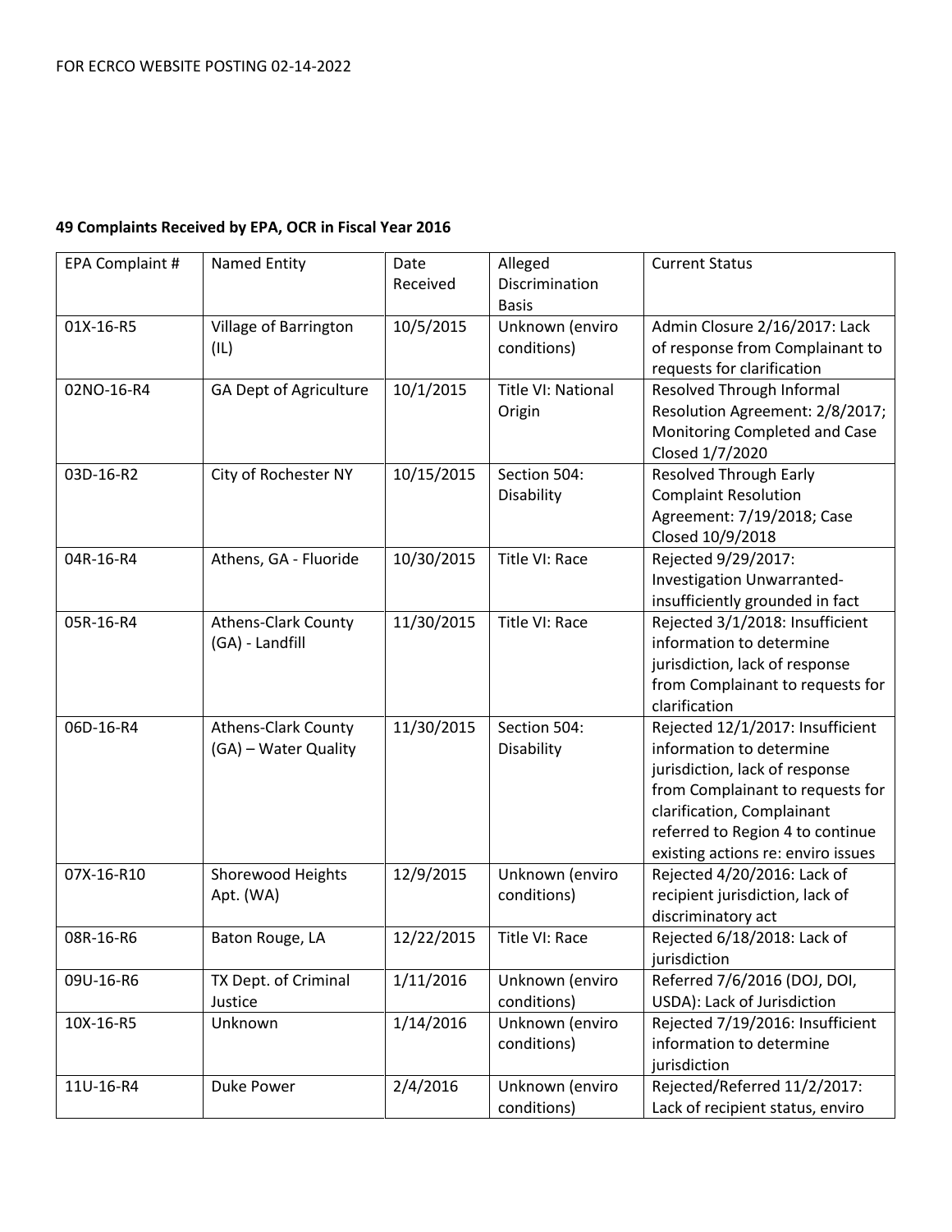FOR ECRCO WEBSITE POSTING 02-14-2022

**49 Complaints Received by EPA, OCR in Fiscal Year 2016**

| EPA Complaint # | Named Entity | Date Received | Alleged Discrimination Basis | Current Status |
|---|---|---|---|---|
| 01X-16-R5 | Village of Barrington (IL) | 10/5/2015 | Unknown (enviro conditions) | Admin Closure 2/16/2017: Lack of response from Complainant to requests for clarification |
| 02NO-16-R4 | GA Dept of Agriculture | 10/1/2015 | Title VI: National Origin | Resolved Through Informal Resolution Agreement: 2/8/2017; Monitoring Completed and Case Closed 1/7/2020 |
| 03D-16-R2 | City of Rochester NY | 10/15/2015 | Section 504: Disability | Resolved Through Early Complaint Resolution Agreement: 7/19/2018; Case Closed 10/9/2018 |
| 04R-16-R4 | Athens, GA - Fluoride | 10/30/2015 | Title VI: Race | Rejected 9/29/2017: Investigation Unwarranted-insufficiently grounded in fact |
| 05R-16-R4 | Athens-Clark County (GA) - Landfill | 11/30/2015 | Title VI: Race | Rejected 3/1/2018: Insufficient information to determine jurisdiction, lack of response from Complainant to requests for clarification |
| 06D-16-R4 | Athens-Clark County (GA) – Water Quality | 11/30/2015 | Section 504: Disability | Rejected 12/1/2017: Insufficient information to determine jurisdiction, lack of response from Complainant to requests for clarification, Complainant referred to Region 4 to continue existing actions re: enviro issues |
| 07X-16-R10 | Shorewood Heights Apt. (WA) | 12/9/2015 | Unknown (enviro conditions) | Rejected 4/20/2016: Lack of recipient jurisdiction, lack of discriminatory act |
| 08R-16-R6 | Baton Rouge, LA | 12/22/2015 | Title VI: Race | Rejected 6/18/2018: Lack of jurisdiction |
| 09U-16-R6 | TX Dept. of Criminal Justice | 1/11/2016 | Unknown (enviro conditions) | Referred 7/6/2016 (DOJ, DOI, USDA): Lack of Jurisdiction |
| 10X-16-R5 | Unknown | 1/14/2016 | Unknown (enviro conditions) | Rejected 7/19/2016: Insufficient information to determine jurisdiction |
| 11U-16-R4 | Duke Power | 2/4/2016 | Unknown (enviro conditions) | Rejected/Referred 11/2/2017: Lack of recipient status, enviro |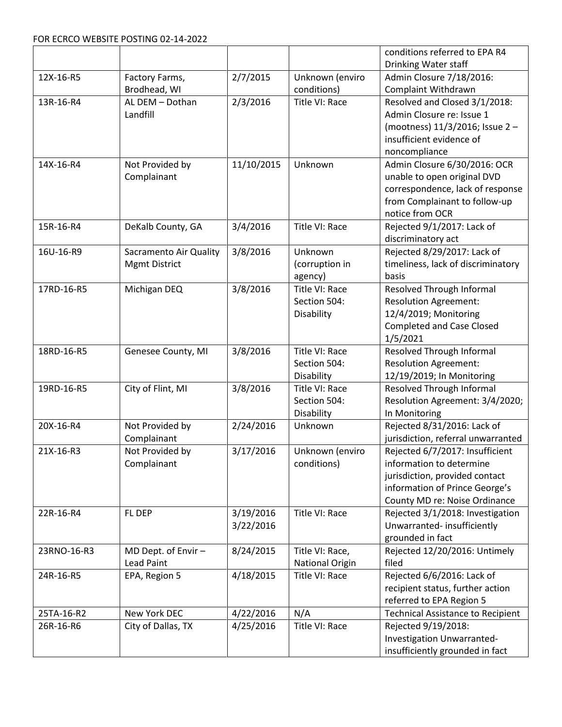| | | | | conditions referred to EPA R4 Drinking Water staff |
|---|---|---|---|---|
| 12X-16-R5 | Factory Farms, Brodhead, WI | 2/7/2015 | Unknown (enviro conditions) | Admin Closure 7/18/2016: Complaint Withdrawn |
| 13R-16-R4 | AL DEM – Dothan Landfill | 2/3/2016 | Title VI: Race | Resolved and Closed 3/1/2018: Admin Closure re: Issue 1 (mootness) 11/3/2016; Issue 2 – insufficient evidence of noncompliance |
| 14X-16-R4 | Not Provided by Complainant | 11/10/2015 | Unknown | Admin Closure 6/30/2016: OCR unable to open original DVD correspondence, lack of response from Complainant to follow-up notice from OCR |
| 15R-16-R4 | DeKalb County, GA | 3/4/2016 | Title VI: Race | Rejected 9/1/2017: Lack of discriminatory act |
| 16U-16-R9 | Sacramento Air Quality Mgmt District | 3/8/2016 | Unknown (corruption in agency) | Rejected 8/29/2017: Lack of timeliness, lack of discriminatory basis |
| 17RD-16-R5 | Michigan DEQ | 3/8/2016 | Title VI: Race Section 504: Disability | Resolved Through Informal Resolution Agreement: 12/4/2019; Monitoring Completed and Case Closed 1/5/2021 |
| 18RD-16-R5 | Genesee County, MI | 3/8/2016 | Title VI: Race Section 504: Disability | Resolved Through Informal Resolution Agreement: 12/19/2019; In Monitoring |
| 19RD-16-R5 | City of Flint, MI | 3/8/2016 | Title VI: Race Section 504: Disability | Resolved Through Informal Resolution Agreement: 3/4/2020; In Monitoring |
| 20X-16-R4 | Not Provided by Complainant | 2/24/2016 | Unknown | Rejected 8/31/2016: Lack of jurisdiction, referral unwarranted |
| 21X-16-R3 | Not Provided by Complainant | 3/17/2016 | Unknown (enviro conditions) | Rejected 6/7/2017: Insufficient information to determine jurisdiction, provided contact information of Prince George's County MD re: Noise Ordinance |
| 22R-16-R4 | FL DEP | 3/19/2016 3/22/2016 | Title VI: Race | Rejected 3/1/2018: Investigation Unwarranted- insufficiently grounded in fact |
| 23RNO-16-R3 | MD Dept. of Envir – Lead Paint | 8/24/2015 | Title VI: Race, National Origin | Rejected 12/20/2016: Untimely filed |
| 24R-16-R5 | EPA, Region 5 | 4/18/2015 | Title VI: Race | Rejected 6/6/2016: Lack of recipient status, further action referred to EPA Region 5 |
| 25TA-16-R2 | New York DEC | 4/22/2016 | N/A | Technical Assistance to Recipient |
| 26R-16-R6 | City of Dallas, TX | 4/25/2016 | Title VI: Race | Rejected 9/19/2018: Investigation Unwarranted- insufficiently grounded in fact |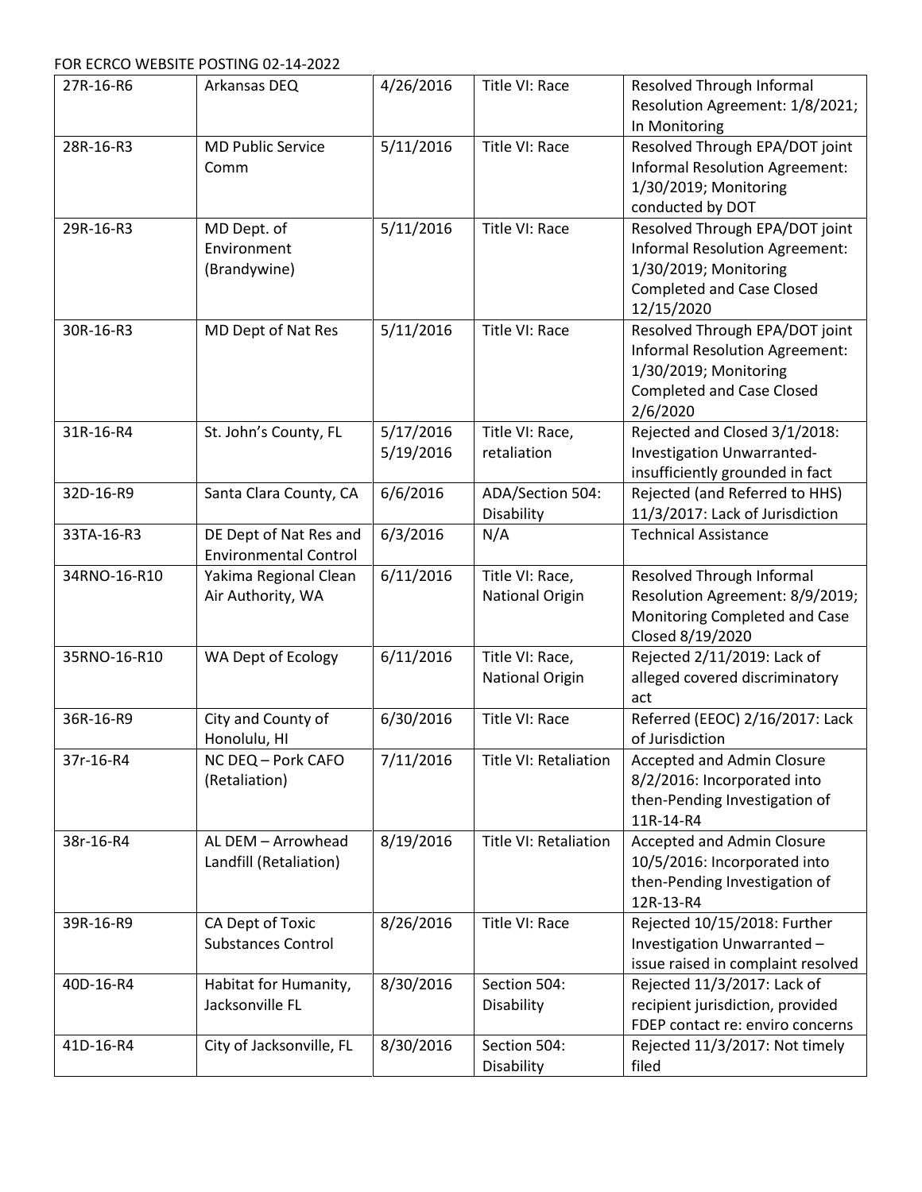FOR ECRCO WEBSITE POSTING 02-14-2022

| | | | | |
|---|---|---|---|---|
| 27R-16-R6 | Arkansas DEQ | 4/26/2016 | Title VI: Race | Resolved Through Informal Resolution Agreement: 1/8/2021; In Monitoring |
| 28R-16-R3 | MD Public Service Comm | 5/11/2016 | Title VI: Race | Resolved Through EPA/DOT joint Informal Resolution Agreement: 1/30/2019; Monitoring conducted by DOT |
| 29R-16-R3 | MD Dept. of Environment (Brandywine) | 5/11/2016 | Title VI: Race | Resolved Through EPA/DOT joint Informal Resolution Agreement: 1/30/2019; Monitoring Completed and Case Closed 12/15/2020 |
| 30R-16-R3 | MD Dept of Nat Res | 5/11/2016 | Title VI: Race | Resolved Through EPA/DOT joint Informal Resolution Agreement: 1/30/2019; Monitoring Completed and Case Closed 2/6/2020 |
| 31R-16-R4 | St. John's County, FL | 5/17/2016 5/19/2016 | Title VI: Race, retaliation | Rejected and Closed 3/1/2018: Investigation Unwarranted- insufficiently grounded in fact |
| 32D-16-R9 | Santa Clara County, CA | 6/6/2016 | ADA/Section 504: Disability | Rejected (and Referred to HHS) 11/3/2017: Lack of Jurisdiction |
| 33TA-16-R3 | DE Dept of Nat Res and Environmental Control | 6/3/2016 | N/A | Technical Assistance |
| 34RNO-16-R10 | Yakima Regional Clean Air Authority, WA | 6/11/2016 | Title VI: Race, National Origin | Resolved Through Informal Resolution Agreement: 8/9/2019; Monitoring Completed and Case Closed 8/19/2020 |
| 35RNO-16-R10 | WA Dept of Ecology | 6/11/2016 | Title VI: Race, National Origin | Rejected 2/11/2019: Lack of alleged covered discriminatory act |
| 36R-16-R9 | City and County of Honolulu, HI | 6/30/2016 | Title VI: Race | Referred (EEOC) 2/16/2017: Lack of Jurisdiction |
| 37r-16-R4 | NC DEQ – Pork CAFO (Retaliation) | 7/11/2016 | Title VI: Retaliation | Accepted and Admin Closure 8/2/2016: Incorporated into then-Pending Investigation of 11R-14-R4 |
| 38r-16-R4 | AL DEM – Arrowhead Landfill (Retaliation) | 8/19/2016 | Title VI: Retaliation | Accepted and Admin Closure 10/5/2016: Incorporated into then-Pending Investigation of 12R-13-R4 |
| 39R-16-R9 | CA Dept of Toxic Substances Control | 8/26/2016 | Title VI: Race | Rejected 10/15/2018: Further Investigation Unwarranted – issue raised in complaint resolved |
| 40D-16-R4 | Habitat for Humanity, Jacksonville FL | 8/30/2016 | Section 504: Disability | Rejected 11/3/2017: Lack of recipient jurisdiction, provided FDEP contact re: enviro concerns |
| 41D-16-R4 | City of Jacksonville, FL | 8/30/2016 | Section 504: Disability | Rejected 11/3/2017: Not timely filed |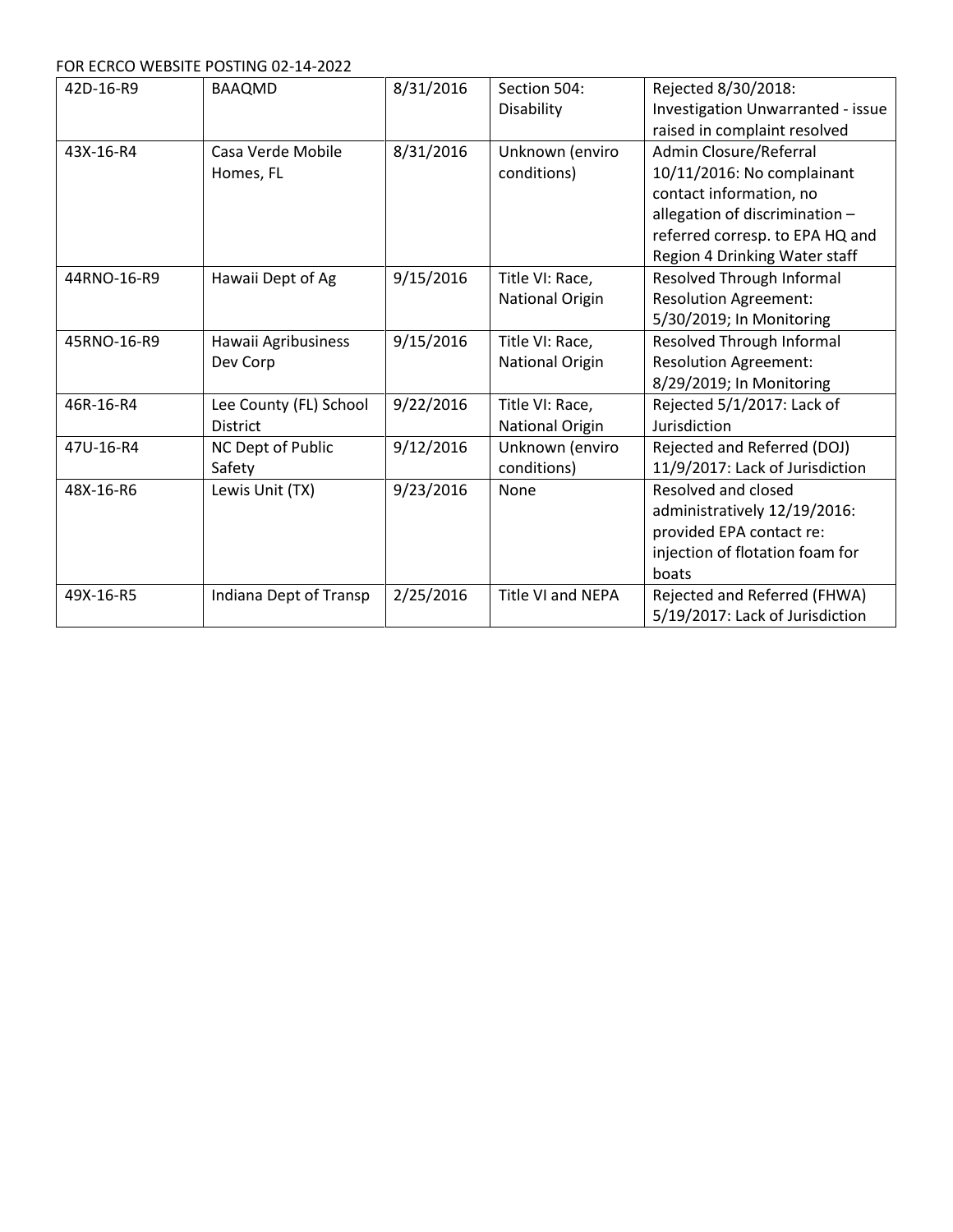FOR ECRCO WEBSITE POSTING 02-14-2022

| | | | | |
|---|---|---|---|---|
| 42D-16-R9 | BAAQMD | 8/31/2016 | Section 504: Disability | Rejected 8/30/2018: Investigation Unwarranted - issue raised in complaint resolved |
| 43X-16-R4 | Casa Verde Mobile Homes, FL | 8/31/2016 | Unknown (enviro conditions) | Admin Closure/Referral 10/11/2016: No complainant contact information, no allegation of discrimination – referred corresp. to EPA HQ and Region 4 Drinking Water staff |
| 44RNO-16-R9 | Hawaii Dept of Ag | 9/15/2016 | Title VI: Race, National Origin | Resolved Through Informal Resolution Agreement: 5/30/2019; In Monitoring |
| 45RNO-16-R9 | Hawaii Agribusiness Dev Corp | 9/15/2016 | Title VI: Race, National Origin | Resolved Through Informal Resolution Agreement: 8/29/2019; In Monitoring |
| 46R-16-R4 | Lee County (FL) School District | 9/22/2016 | Title VI: Race, National Origin | Rejected 5/1/2017: Lack of Jurisdiction |
| 47U-16-R4 | NC Dept of Public Safety | 9/12/2016 | Unknown (enviro conditions) | Rejected and Referred (DOJ) 11/9/2017: Lack of Jurisdiction |
| 48X-16-R6 | Lewis Unit (TX) | 9/23/2016 | None | Resolved and closed administratively 12/19/2016: provided EPA contact re: injection of flotation foam for boats |
| 49X-16-R5 | Indiana Dept of Transp | 2/25/2016 | Title VI and NEPA | Rejected and Referred (FHWA) 5/19/2017: Lack of Jurisdiction |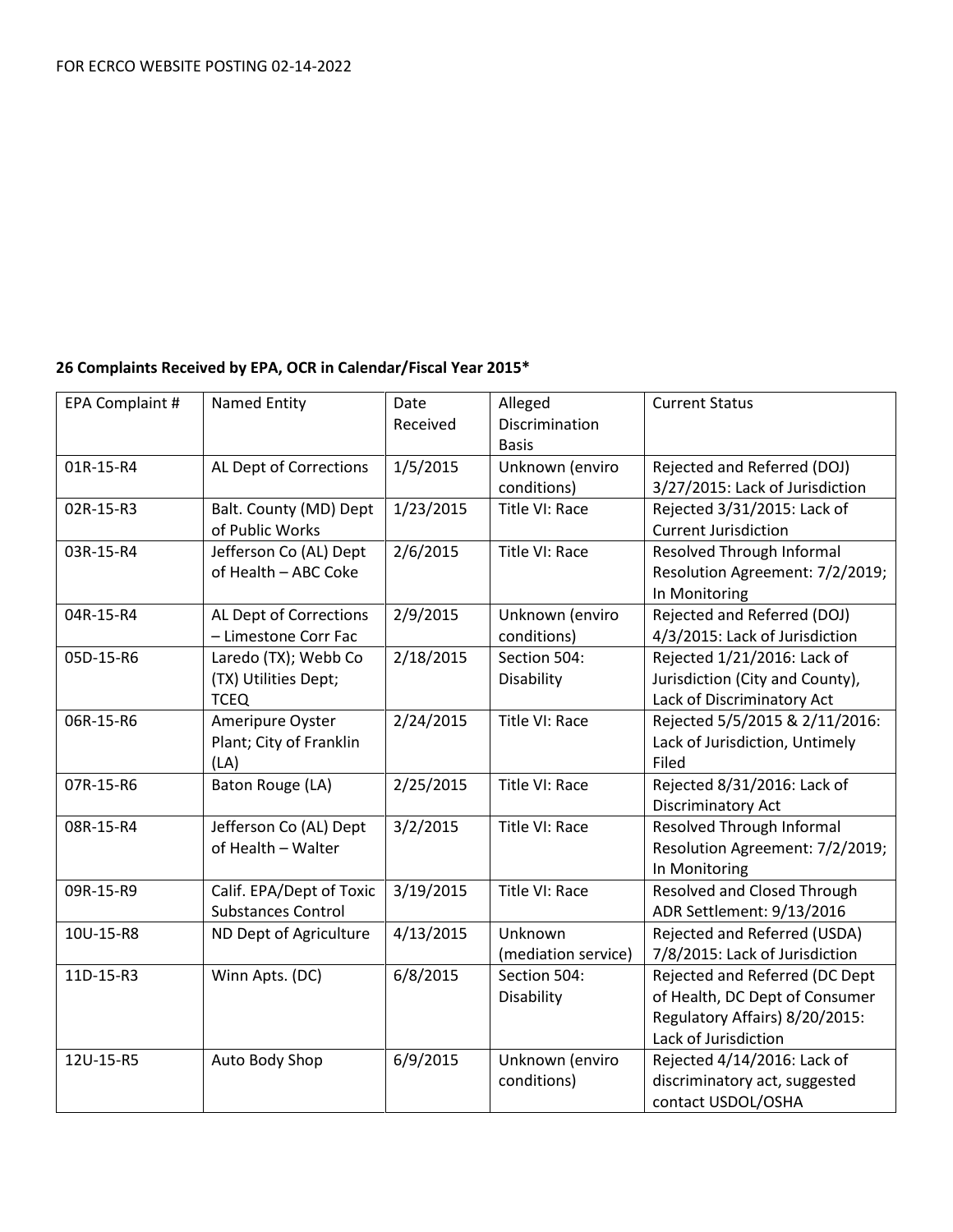FOR ECRCO WEBSITE POSTING 02-14-2022

**26 Complaints Received by EPA, OCR in Calendar/Fiscal Year 2015***

| EPA Complaint # | Named Entity | Date Received | Alleged Discrimination Basis | Current Status |
|---|---|---|---|---|
| 01R-15-R4 | AL Dept of Corrections | 1/5/2015 | Unknown (enviro conditions) | Rejected and Referred (DOJ) 3/27/2015: Lack of Jurisdiction |
| 02R-15-R3 | Balt. County (MD) Dept of Public Works | 1/23/2015 | Title VI: Race | Rejected 3/31/2015: Lack of Current Jurisdiction |
| 03R-15-R4 | Jefferson Co (AL) Dept of Health – ABC Coke | 2/6/2015 | Title VI: Race | Resolved Through Informal Resolution Agreement: 7/2/2019; In Monitoring |
| 04R-15-R4 | AL Dept of Corrections – Limestone Corr Fac | 2/9/2015 | Unknown (enviro conditions) | Rejected and Referred (DOJ) 4/3/2015: Lack of Jurisdiction |
| 05D-15-R6 | Laredo (TX); Webb Co (TX) Utilities Dept; TCEQ | 2/18/2015 | Section 504: Disability | Rejected 1/21/2016: Lack of Jurisdiction (City and County), Lack of Discriminatory Act |
| 06R-15-R6 | Ameripure Oyster Plant; City of Franklin (LA) | 2/24/2015 | Title VI: Race | Rejected 5/5/2015 & 2/11/2016: Lack of Jurisdiction, Untimely Filed |
| 07R-15-R6 | Baton Rouge (LA) | 2/25/2015 | Title VI: Race | Rejected 8/31/2016: Lack of Discriminatory Act |
| 08R-15-R4 | Jefferson Co (AL) Dept of Health – Walter | 3/2/2015 | Title VI: Race | Resolved Through Informal Resolution Agreement: 7/2/2019; In Monitoring |
| 09R-15-R9 | Calif. EPA/Dept of Toxic Substances Control | 3/19/2015 | Title VI: Race | Resolved and Closed Through ADR Settlement: 9/13/2016 |
| 10U-15-R8 | ND Dept of Agriculture | 4/13/2015 | Unknown (mediation service) | Rejected and Referred (USDA) 7/8/2015: Lack of Jurisdiction |
| 11D-15-R3 | Winn Apts. (DC) | 6/8/2015 | Section 504: Disability | Rejected and Referred (DC Dept of Health, DC Dept of Consumer Regulatory Affairs) 8/20/2015: Lack of Jurisdiction |
| 12U-15-R5 | Auto Body Shop | 6/9/2015 | Unknown (enviro conditions) | Rejected 4/14/2016: Lack of discriminatory act, suggested contact USDOL/OSHA |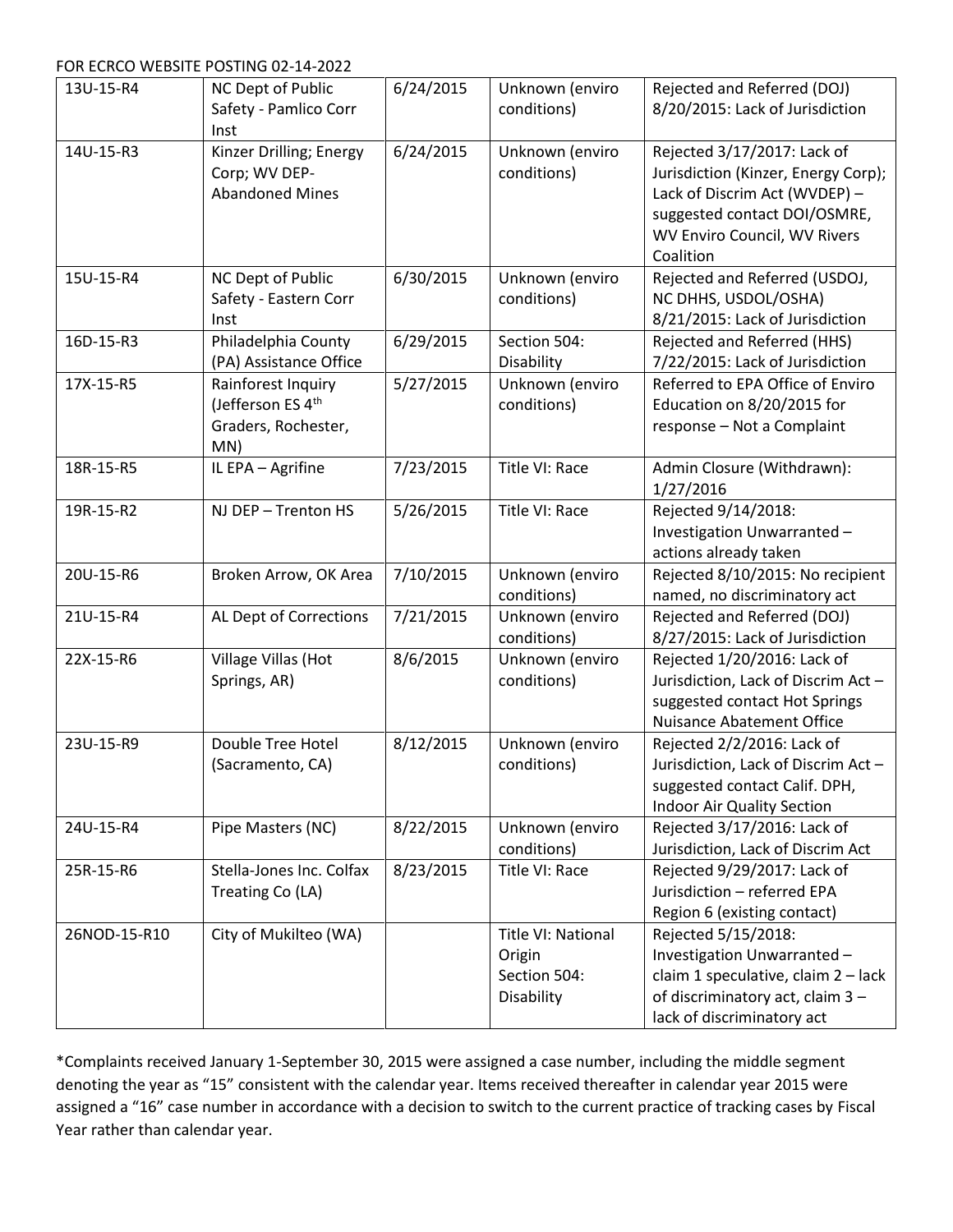FOR ECRCO WEBSITE POSTING 02-14-2022

| | | | | |
|---|---|---|---|---|
| 13U-15-R4 | NC Dept of Public Safety - Pamlico Corr Inst | 6/24/2015 | Unknown (enviro conditions) | Rejected and Referred (DOJ) 8/20/2015: Lack of Jurisdiction |
| 14U-15-R3 | Kinzer Drilling; Energy Corp; WV DEP-Abandoned Mines | 6/24/2015 | Unknown (enviro conditions) | Rejected 3/17/2017: Lack of Jurisdiction (Kinzer, Energy Corp); Lack of Discrim Act (WVDEP) – suggested contact DOI/OSMRE, WV Enviro Council, WV Rivers Coalition |
| 15U-15-R4 | NC Dept of Public Safety - Eastern Corr Inst | 6/30/2015 | Unknown (enviro conditions) | Rejected and Referred (USDOJ, NC DHHS, USDOL/OSHA) 8/21/2015: Lack of Jurisdiction |
| 16D-15-R3 | Philadelphia County (PA) Assistance Office | 6/29/2015 | Section 504: Disability | Rejected and Referred (HHS) 7/22/2015: Lack of Jurisdiction |
| 17X-15-R5 | Rainforest Inquiry (Jefferson ES 4th Graders, Rochester, MN) | 5/27/2015 | Unknown (enviro conditions) | Referred to EPA Office of Enviro Education on 8/20/2015 for response – Not a Complaint |
| 18R-15-R5 | IL EPA – Agrifine | 7/23/2015 | Title VI: Race | Admin Closure (Withdrawn): 1/27/2016 |
| 19R-15-R2 | NJ DEP – Trenton HS | 5/26/2015 | Title VI: Race | Rejected 9/14/2018: Investigation Unwarranted – actions already taken |
| 20U-15-R6 | Broken Arrow, OK Area | 7/10/2015 | Unknown (enviro conditions) | Rejected 8/10/2015: No recipient named, no discriminatory act |
| 21U-15-R4 | AL Dept of Corrections | 7/21/2015 | Unknown (enviro conditions) | Rejected and Referred (DOJ) 8/27/2015: Lack of Jurisdiction |
| 22X-15-R6 | Village Villas (Hot Springs, AR) | 8/6/2015 | Unknown (enviro conditions) | Rejected 1/20/2016: Lack of Jurisdiction, Lack of Discrim Act – suggested contact Hot Springs Nuisance Abatement Office |
| 23U-15-R9 | Double Tree Hotel (Sacramento, CA) | 8/12/2015 | Unknown (enviro conditions) | Rejected 2/2/2016: Lack of Jurisdiction, Lack of Discrim Act – suggested contact Calif. DPH, Indoor Air Quality Section |
| 24U-15-R4 | Pipe Masters (NC) | 8/22/2015 | Unknown (enviro conditions) | Rejected 3/17/2016: Lack of Jurisdiction, Lack of Discrim Act |
| 25R-15-R6 | Stella-Jones Inc. Colfax Treating Co (LA) | 8/23/2015 | Title VI: Race | Rejected 9/29/2017: Lack of Jurisdiction – referred EPA Region 6 (existing contact) |
| 26NOD-15-R10 | City of Mukilteo (WA) | | Title VI: National Origin Section 504: Disability | Rejected 5/15/2018: Investigation Unwarranted – claim 1 speculative, claim 2 – lack of discriminatory act, claim 3 – lack of discriminatory act |

*Complaints received January 1-September 30, 2015 were assigned a case number, including the middle segment denoting the year as "15" consistent with the calendar year. Items received thereafter in calendar year 2015 were assigned a "16" case number in accordance with a decision to switch to the current practice of tracking cases by Fiscal Year rather than calendar year.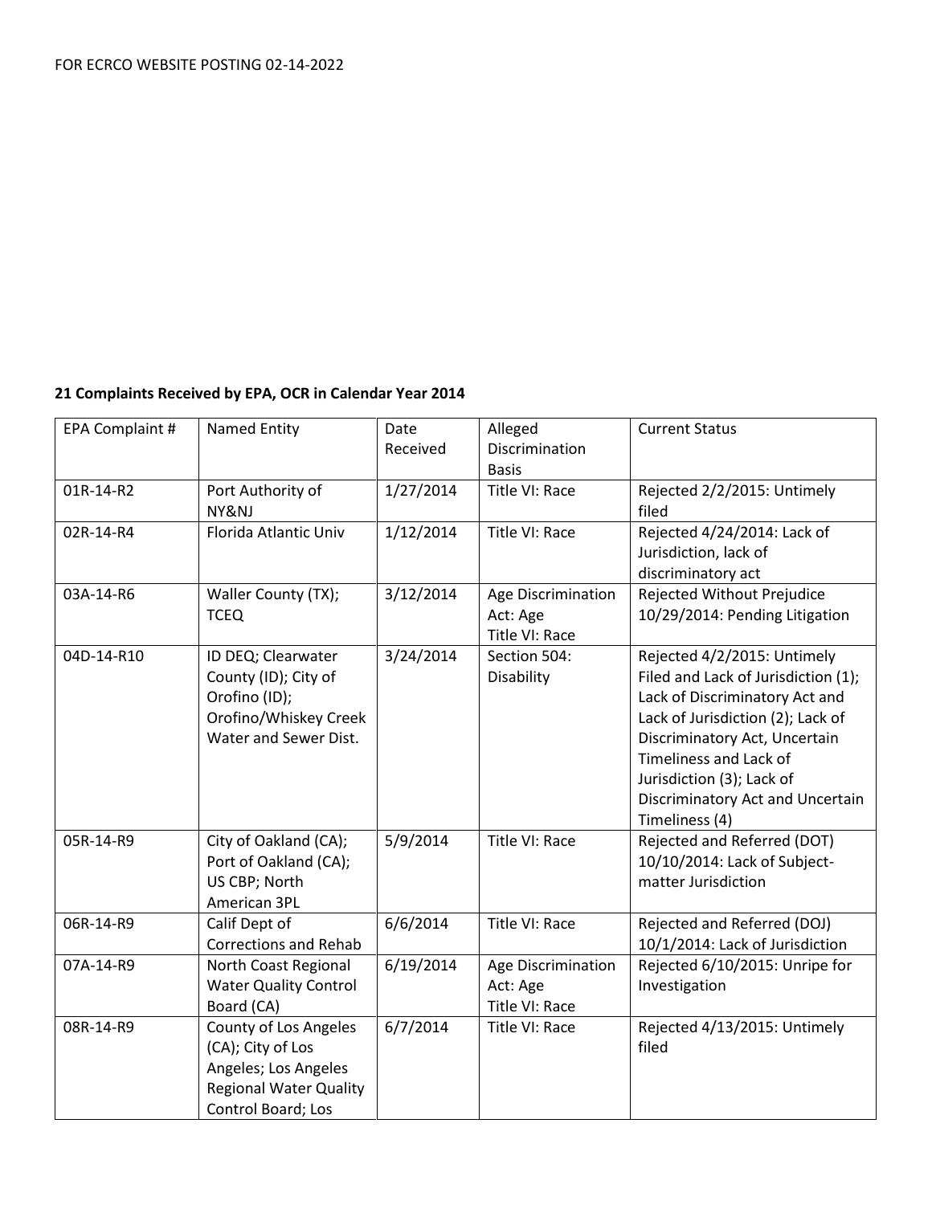FOR ECRCO WEBSITE POSTING 02-14-2022

**21 Complaints Received by EPA, OCR in Calendar Year 2014**

| EPA Complaint # | Named Entity | Date Received | Alleged Discrimination Basis | Current Status |
|---|---|---|---|---|
| 01R-14-R2 | Port Authority of NY&NJ | 1/27/2014 | Title VI: Race | Rejected 2/2/2015: Untimely filed |
| 02R-14-R4 | Florida Atlantic Univ | 1/12/2014 | Title VI: Race | Rejected 4/24/2014: Lack of Jurisdiction, lack of discriminatory act |
| 03A-14-R6 | Waller County (TX); TCEQ | 3/12/2014 | Age Discrimination Act: Age Title VI: Race | Rejected Without Prejudice 10/29/2014: Pending Litigation |
| 04D-14-R10 | ID DEQ; Clearwater County (ID); City of Orofino (ID); Orofino/Whiskey Creek Water and Sewer Dist. | 3/24/2014 | Section 504: Disability | Rejected 4/2/2015: Untimely Filed and Lack of Jurisdiction (1); Lack of Discriminatory Act and Lack of Jurisdiction (2); Lack of Discriminatory Act, Uncertain Timeliness and Lack of Jurisdiction (3); Lack of Discriminatory Act and Uncertain Timeliness (4) |
| 05R-14-R9 | City of Oakland (CA); Port of Oakland (CA); US CBP; North American 3PL | 5/9/2014 | Title VI: Race | Rejected and Referred (DOT) 10/10/2014: Lack of Subject-matter Jurisdiction |
| 06R-14-R9 | Calif Dept of Corrections and Rehab | 6/6/2014 | Title VI: Race | Rejected and Referred (DOJ) 10/1/2014: Lack of Jurisdiction |
| 07A-14-R9 | North Coast Regional Water Quality Control Board (CA) | 6/19/2014 | Age Discrimination Act: Age Title VI: Race | Rejected 6/10/2015: Unripe for Investigation |
| 08R-14-R9 | County of Los Angeles (CA); City of Los Angeles; Los Angeles Regional Water Quality Control Board; Los | 6/7/2014 | Title VI: Race | Rejected 4/13/2015: Untimely filed |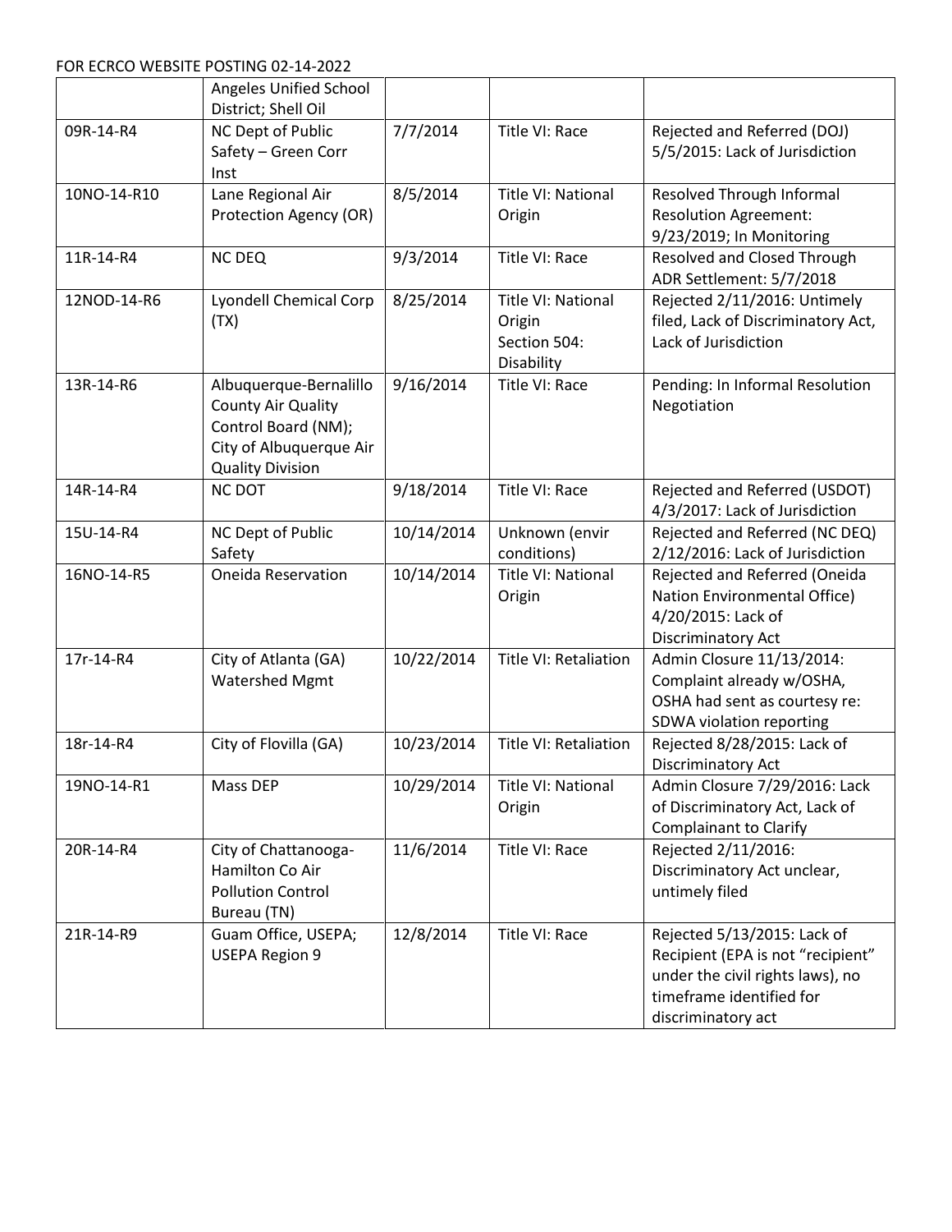| | | | | |
|---|---|---|---|---|
| | Angeles Unified School District; Shell Oil | | | |
| 09R-14-R4 | NC Dept of Public Safety – Green Corr Inst | 7/7/2014 | Title VI: Race | Rejected and Referred (DOJ) 5/5/2015: Lack of Jurisdiction |
| 10NO-14-R10 | Lane Regional Air Protection Agency (OR) | 8/5/2014 | Title VI: National Origin | Resolved Through Informal Resolution Agreement: 9/23/2019; In Monitoring |
| 11R-14-R4 | NC DEQ | 9/3/2014 | Title VI: Race | Resolved and Closed Through ADR Settlement: 5/7/2018 |
| 12NOD-14-R6 | Lyondell Chemical Corp (TX) | 8/25/2014 | Title VI: National Origin Section 504: Disability | Rejected 2/11/2016: Untimely filed, Lack of Discriminatory Act, Lack of Jurisdiction |
| 13R-14-R6 | Albuquerque-Bernalillo County Air Quality Control Board (NM); City of Albuquerque Air Quality Division | 9/16/2014 | Title VI: Race | Pending: In Informal Resolution Negotiation |
| 14R-14-R4 | NC DOT | 9/18/2014 | Title VI: Race | Rejected and Referred (USDOT) 4/3/2017: Lack of Jurisdiction |
| 15U-14-R4 | NC Dept of Public Safety | 10/14/2014 | Unknown (envir conditions) | Rejected and Referred (NC DEQ) 2/12/2016: Lack of Jurisdiction |
| 16NO-14-R5 | Oneida Reservation | 10/14/2014 | Title VI: National Origin | Rejected and Referred (Oneida Nation Environmental Office) 4/20/2015: Lack of Discriminatory Act |
| 17r-14-R4 | City of Atlanta (GA) Watershed Mgmt | 10/22/2014 | Title VI: Retaliation | Admin Closure 11/13/2014: Complaint already w/OSHA, OSHA had sent as courtesy re: SDWA violation reporting |
| 18r-14-R4 | City of Flovilla (GA) | 10/23/2014 | Title VI: Retaliation | Rejected 8/28/2015: Lack of Discriminatory Act |
| 19NO-14-R1 | Mass DEP | 10/29/2014 | Title VI: National Origin | Admin Closure 7/29/2016: Lack of Discriminatory Act, Lack of Complainant to Clarify |
| 20R-14-R4 | City of Chattanooga-Hamilton Co Air Pollution Control Bureau (TN) | 11/6/2014 | Title VI: Race | Rejected 2/11/2016: Discriminatory Act unclear, untimely filed |
| 21R-14-R9 | Guam Office, USEPA; USEPA Region 9 | 12/8/2014 | Title VI: Race | Rejected 5/13/2015: Lack of Recipient (EPA is not "recipient" under the civil rights laws), no timeframe identified for discriminatory act |